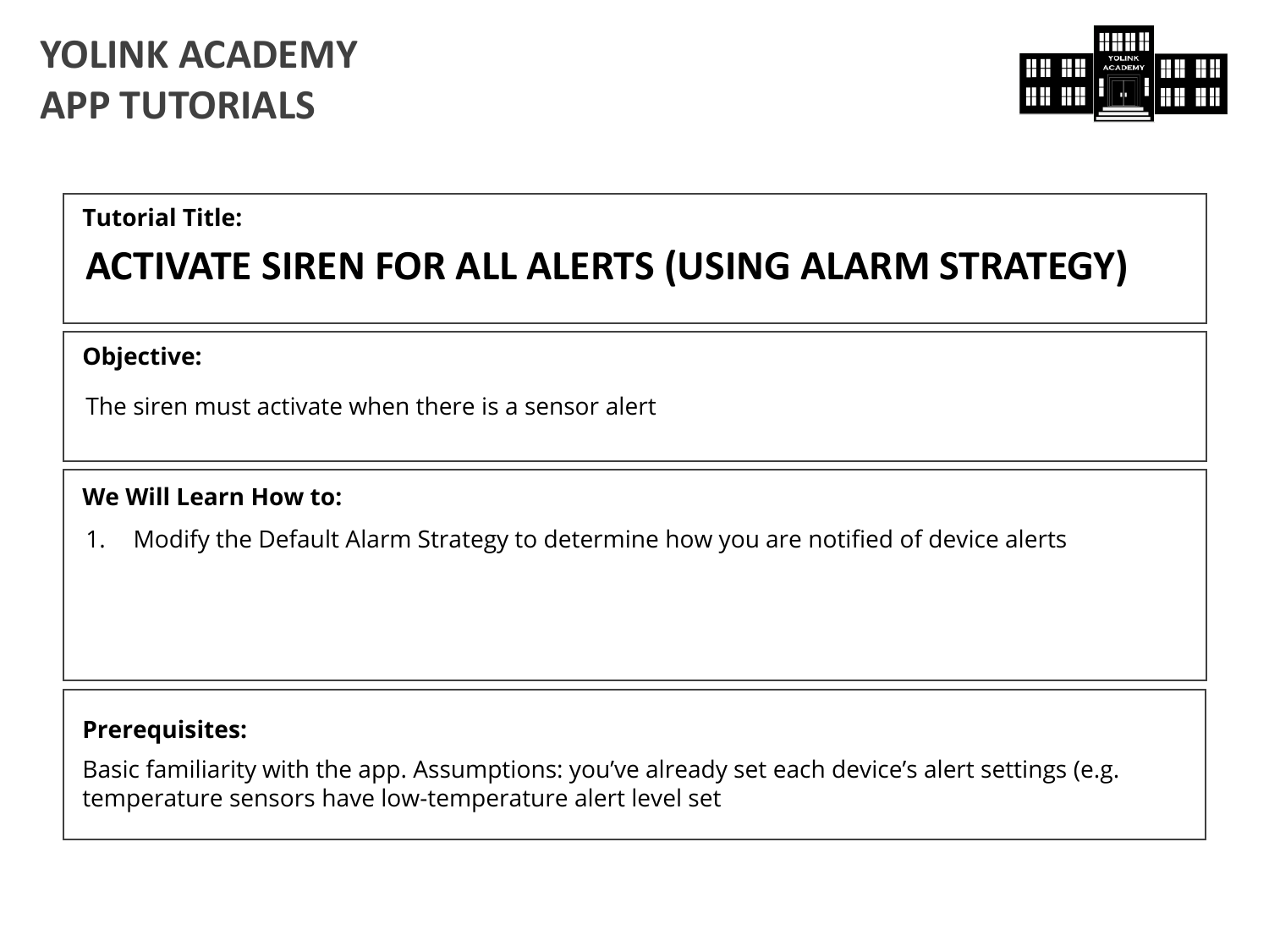# YOLINK ACADEMY
# APP TUTORIALS

**Tutorial Title:**

## ACTIVATE SIREN FOR ALL ALERTS (USING ALARM STRATEGY)

**Objective:**

The siren must activate when there is a sensor alert

**We Will Learn How to:**

1. Modify the Default Alarm Strategy to determine how you are notified of device alerts

**Prerequisites:**

Basic familiarity with the app. Assumptions: you've already set each device's alert settings (e.g. temperature sensors have low-temperature alert level set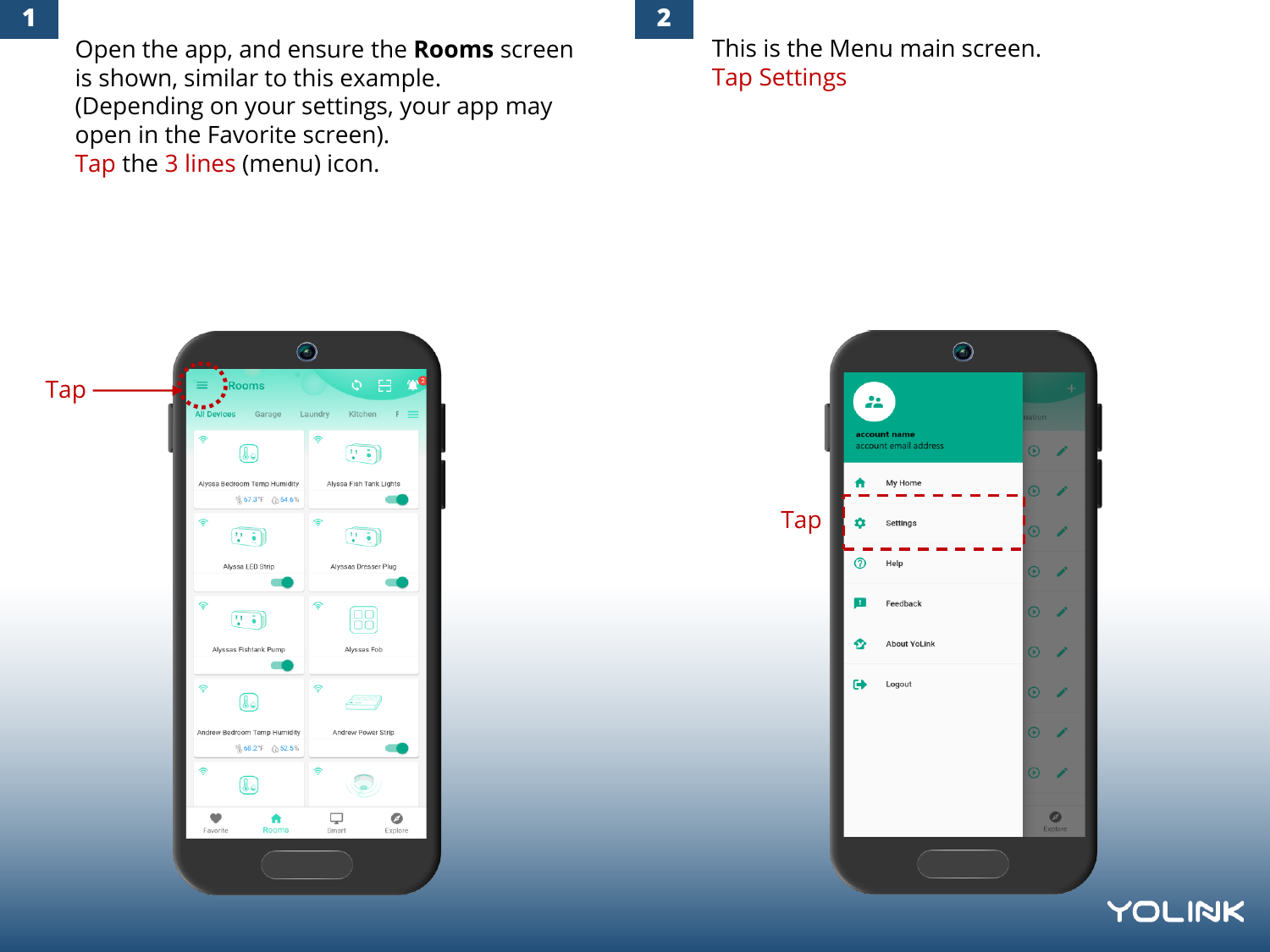**1**

Open the app, and ensure the **Rooms** screen is shown, similar to this example. (Depending on your settings, your app may open in the Favorite screen).
Tap the 3 lines (menu) icon.

Tap

**2**

This is the Menu main screen.
Tap Settings

Tap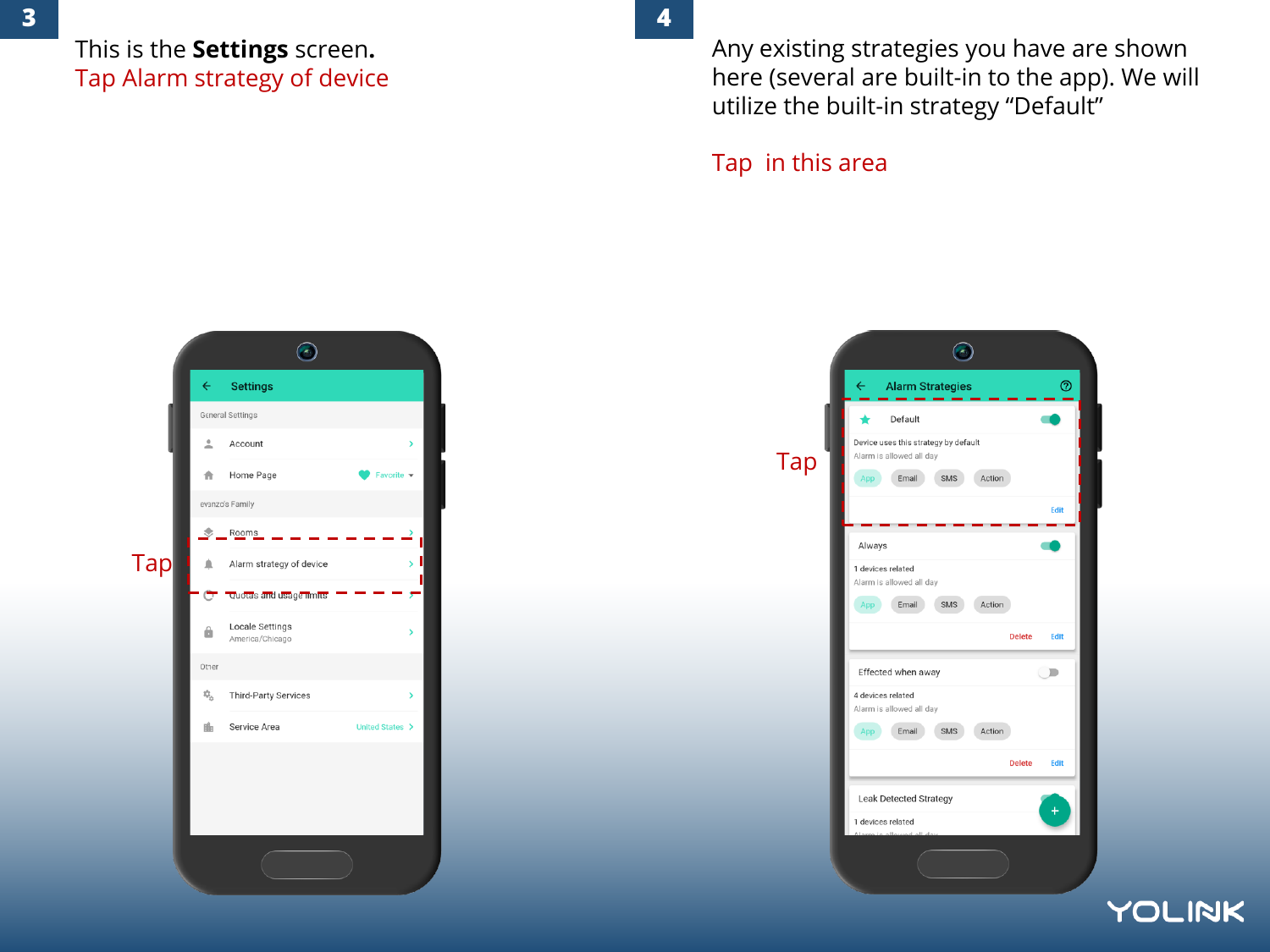**3**

This is the **Settings** screen.
Tap Alarm strategy of device

Settings

General Settings

Account

Home Page — Favorite

evanzo's Family

Rooms

Alarm strategy of device

Quotas and usage limits

Locale Settings — America/Chicago

Other

Third-Party Services

Service Area — United States

Tap

**4**

Any existing strategies you have are shown here (several are built-in to the app). We will utilize the built-in strategy "Default"

Tap in this area

Alarm Strategies

Default
Device uses this strategy by default
Alarm is allowed all day
App | Email | SMS | Action
Edit

Always
1 devices related
Alarm is allowed all day
App | Email | SMS | Action
Delete | Edit

Effected when away
4 devices related
Alarm is allowed all day
App | Email | SMS | Action
Delete | Edit

Leak Detected Strategy
1 devices related

Tap

YOLINK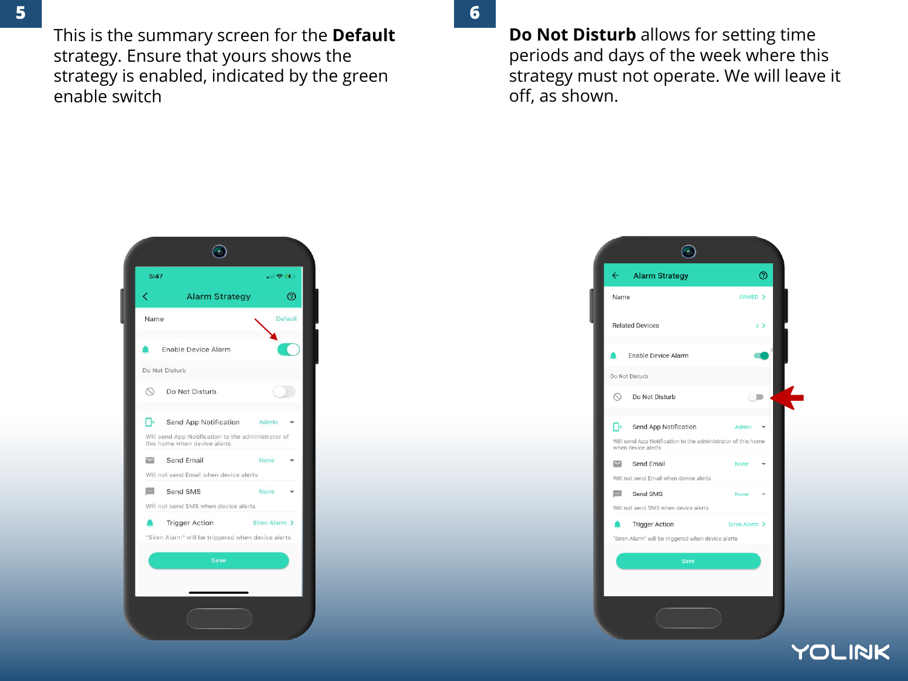**5**

This is the summary screen for the **Default** strategy. Ensure that yours shows the strategy is enabled, indicated by the green enable switch

**6**

**Do Not Disturb** allows for setting time periods and days of the week where this strategy must not operate. We will leave it off, as shown.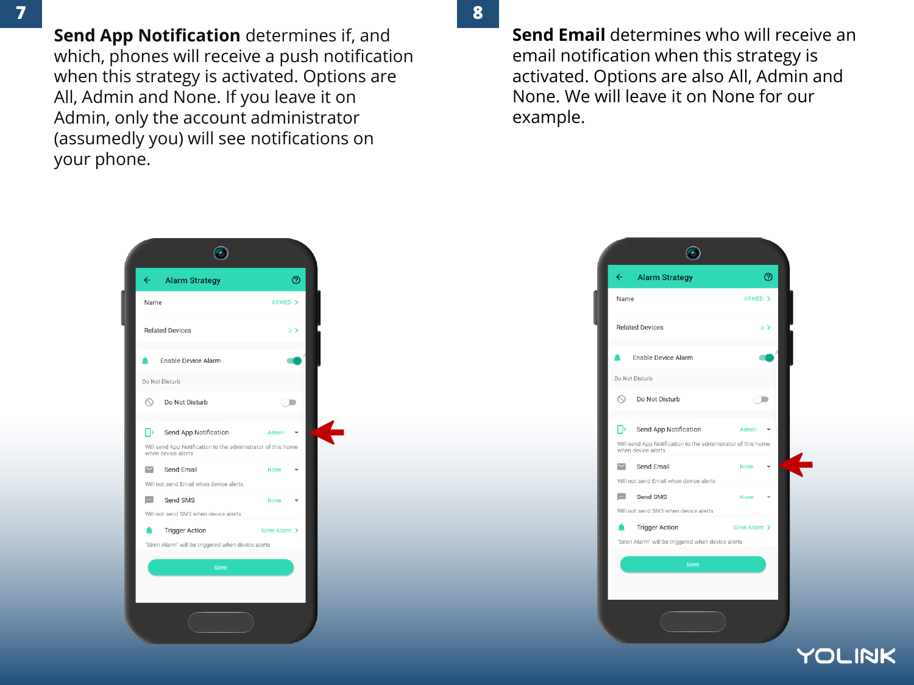7

**Send App Notification** determines if, and which, phones will receive a push notification when this strategy is activated. Options are All, Admin and None. If you leave it on Admin, only the account administrator (assumedly you) will see notifications on your phone.

8

**Send Email** determines who will receive an email notification when this strategy is activated. Options are also All, Admin and None. We will leave it on None for our example.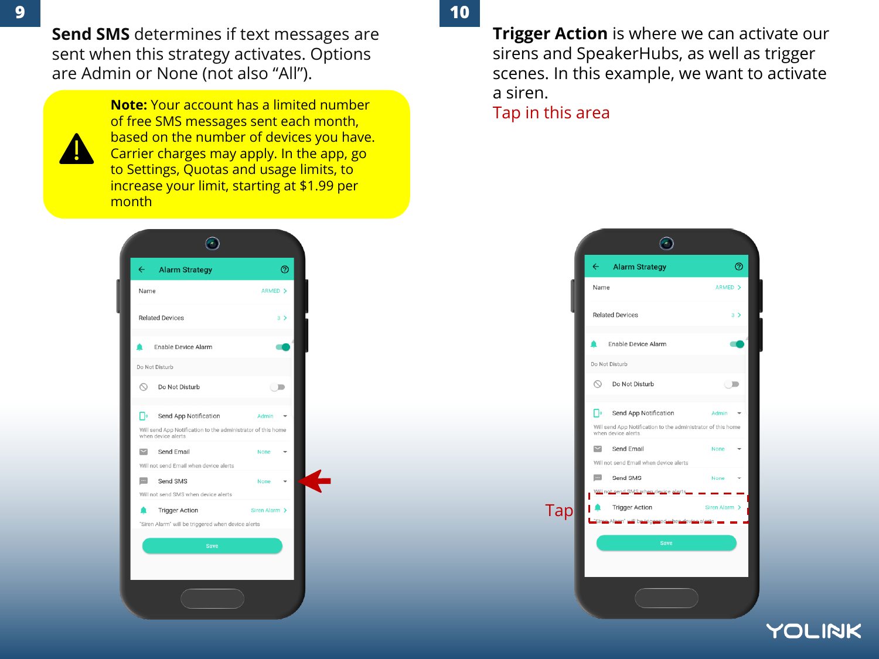## 9

**Send SMS** determines if text messages are sent when this strategy activates. Options are Admin or None (not also "All").

**Note:** Your account has a limited number of free SMS messages sent each month, based on the number of devices you have. Carrier charges may apply. In the app, go to Settings, Quotas and usage limits, to increase your limit, starting at $1.99 per month

Alarm Strategy

Name ARMED

Related Devices 3

Enable Device Alarm

Do Not Disturb

Do Not Disturb

Send App Notification Admin

Will send App Notification to the administrator of this home when device alerts

Send Email None

Will not send Email when device alerts

Send SMS None

Will not send SMS when device alerts

Trigger Action Siren Alarm

"Siren Alarm" will be triggered when device alerts

Save

## 10

**Trigger Action** is where we can activate our sirens and SpeakerHubs, as well as trigger scenes. In this example, we want to activate a siren.

Tap in this area

Tap

Alarm Strategy

Name ARMED

Related Devices 3

Enable Device Alarm

Do Not Disturb

Do Not Disturb

Send App Notification Admin

Will send App Notification to the administrator of this home when device alerts

Send Email None

Will not send Email when device alerts

Send SMS None

Will not send SMS when device alerts

Trigger Action Siren Alarm

"Siren Alarm" will be triggered when device alerts

Save

YOLINK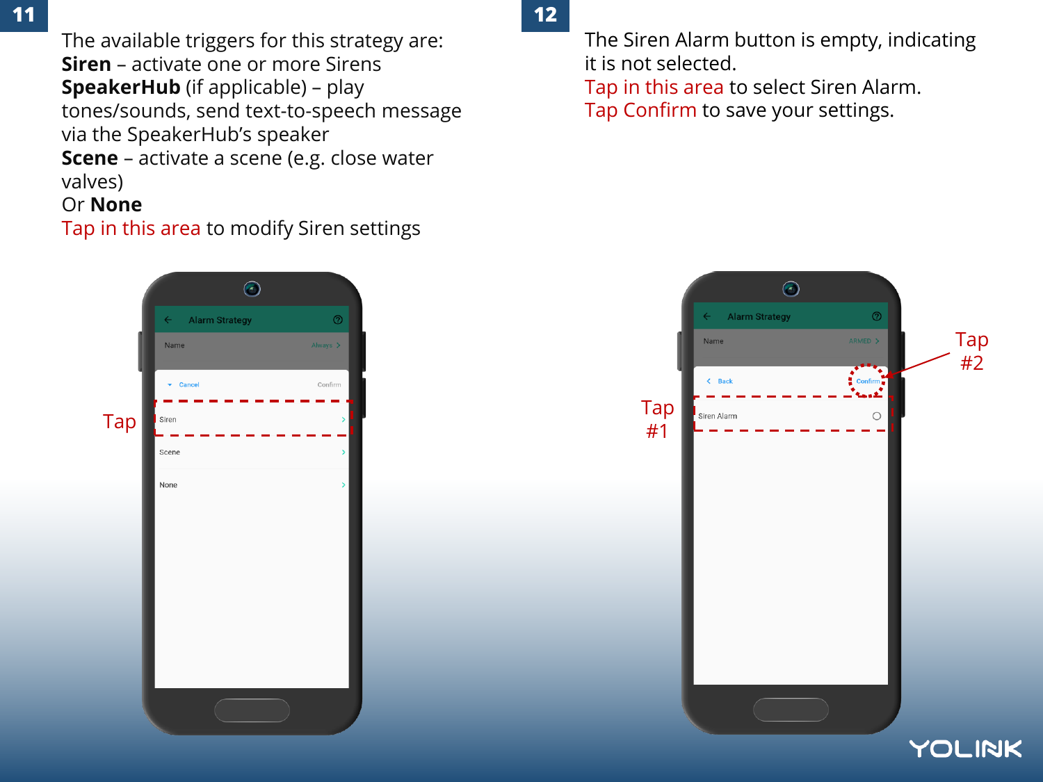## 11

The available triggers for this strategy are:
**Siren** – activate one or more Sirens
**SpeakerHub** (if applicable) – play tones/sounds, send text-to-speech message via the SpeakerHub's speaker
**Scene** – activate a scene (e.g. close water valves)
Or **None**
Tap in this area to modify Siren settings

Tap

## 12

The Siren Alarm button is empty, indicating it is not selected.
Tap in this area to select Siren Alarm.
Tap Confirm to save your settings.

Tap #1

Tap #2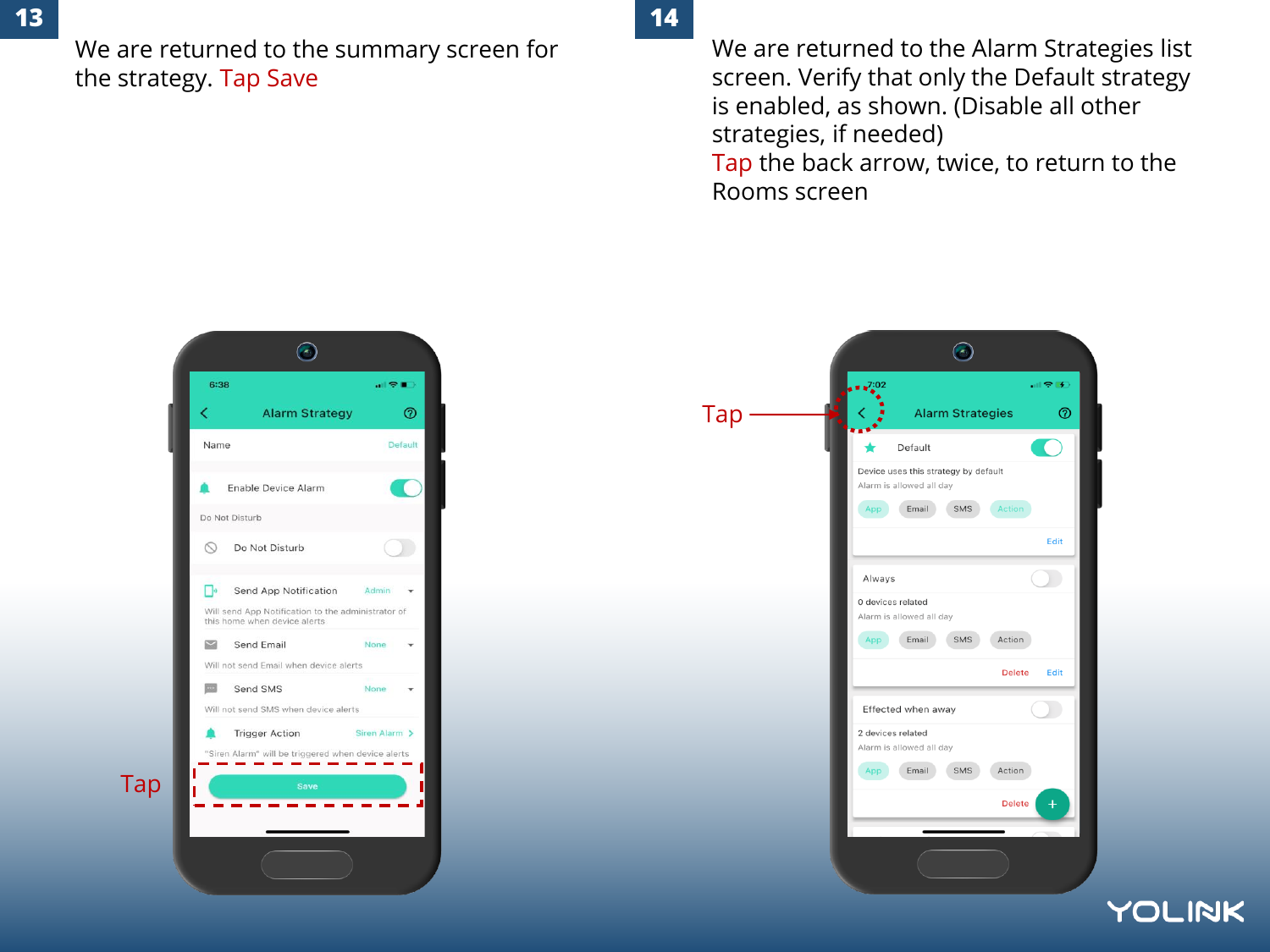## 13

We are returned to the summary screen for the strategy. Tap Save

Tap

## 14

We are returned to the Alarm Strategies list screen. Verify that only the Default strategy is enabled, as shown. (Disable all other strategies, if needed)

Tap the back arrow, twice, to return to the Rooms screen

Tap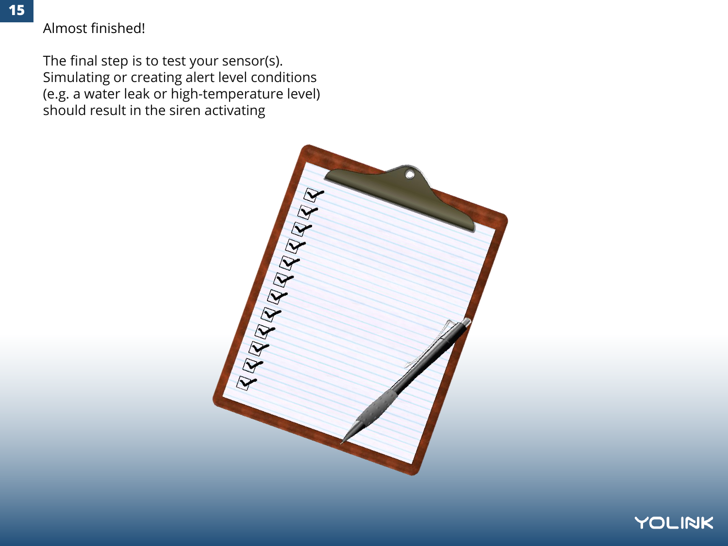Almost finished!

The final step is to test your sensor(s). Simulating or creating alert level conditions (e.g. a water leak or high-temperature level) should result in the siren activating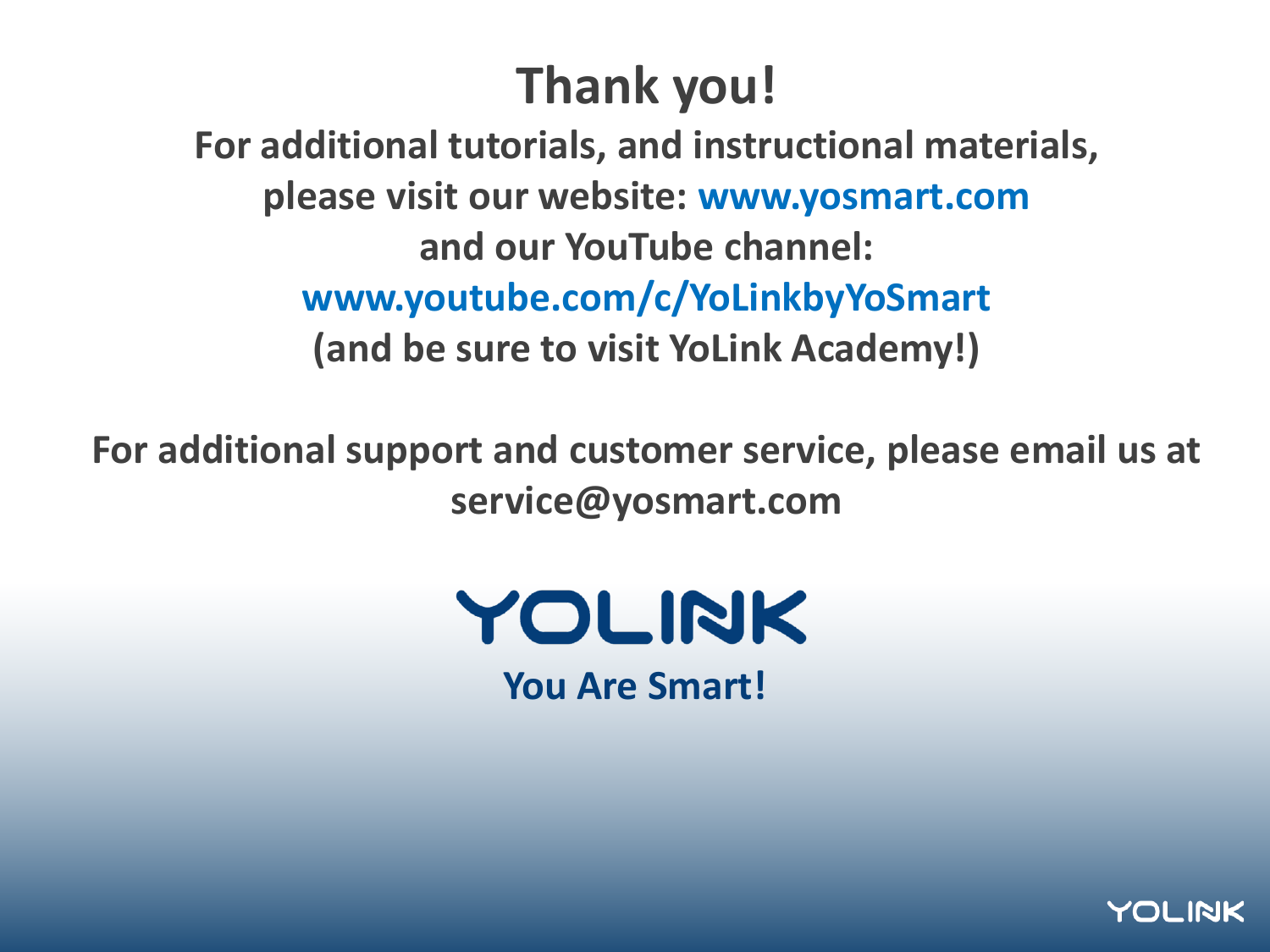# Thank you!

**For additional tutorials, and instructional materials, please visit our website: www.yosmart.com and our YouTube channel: www.youtube.com/c/YoLinkbyYoSmart (and be sure to visit YoLink Academy!)**

**For additional support and customer service, please email us at service@yosmart.com**

YOLINK

**You Are Smart!**